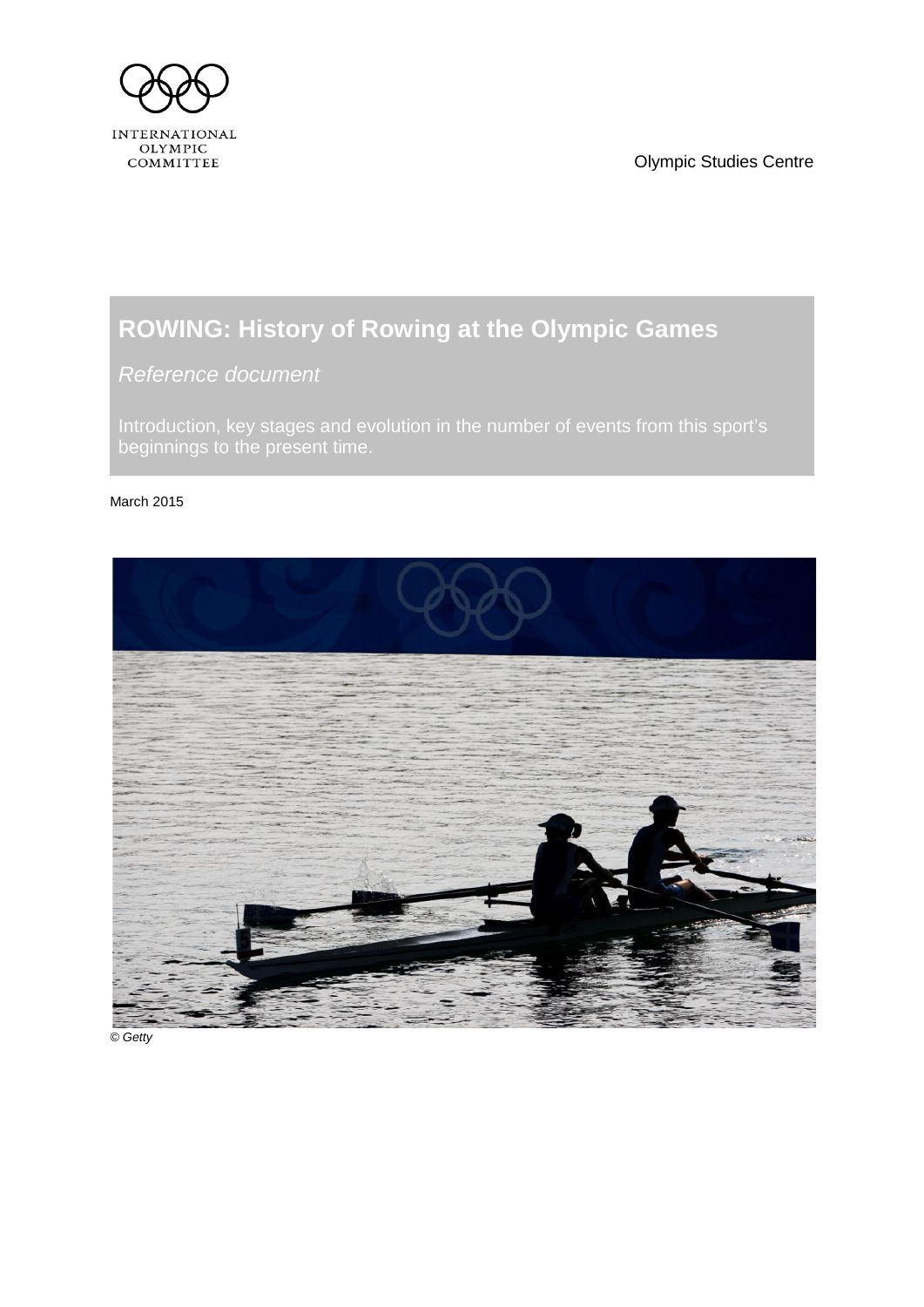INTERNATIONAL OLYMPIC COMMITTEE

Olympic Studies Centre

# ROWING: History of Rowing at the Olympic Games

*Reference document*

Introduction, key stages and evolution in the number of events from this sport's beginnings to the present time.

March 2015

*© Getty*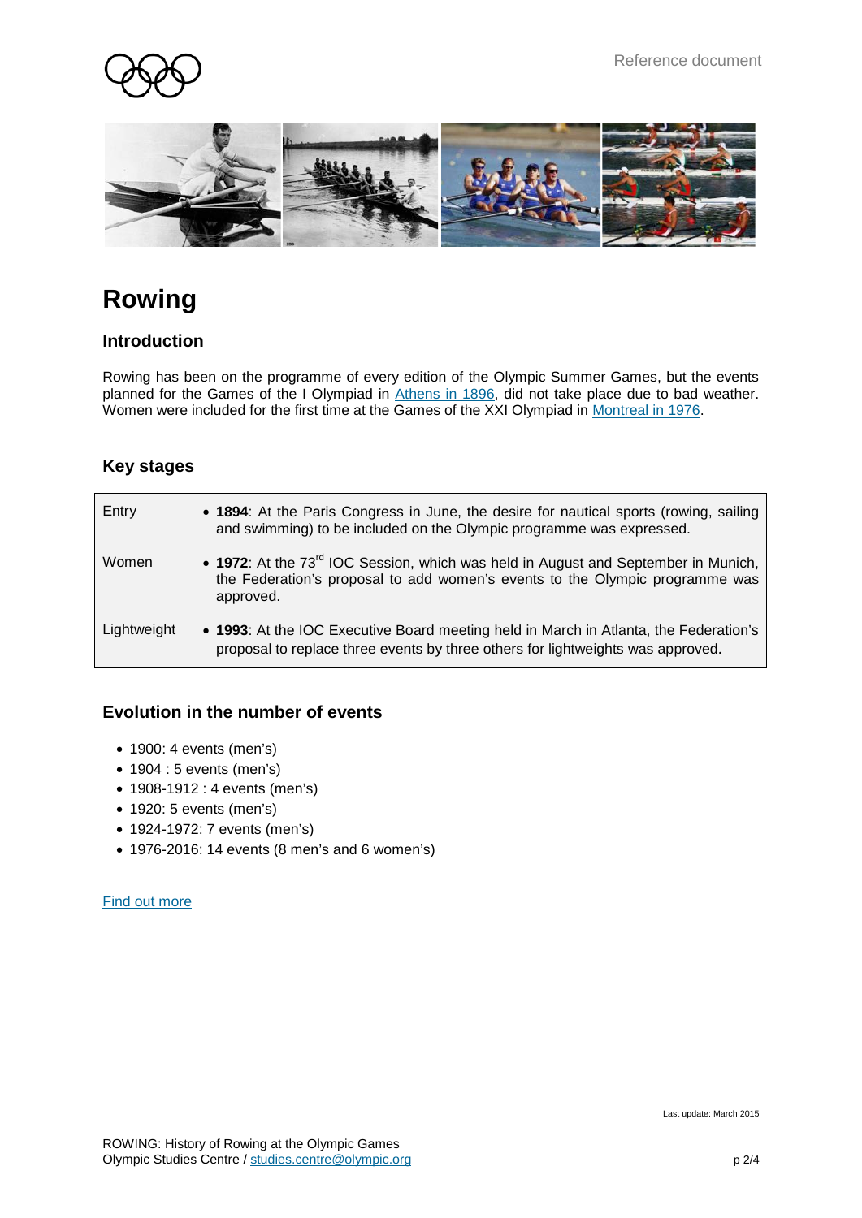Reference document

# Rowing

## Introduction

Rowing has been on the programme of every edition of the Olympic Summer Games, but the events planned for the Games of the I Olympiad in Athens in 1896, did not take place due to bad weather. Women were included for the first time at the Games of the XXI Olympiad in Montreal in 1976.

## Key stages

| | |
|---|---|
| Entry | • **1894**: At the Paris Congress in June, the desire for nautical sports (rowing, sailing and swimming) to be included on the Olympic programme was expressed. |
| Women | • **1972**: At the 73rd IOC Session, which was held in August and September in Munich, the Federation's proposal to add women's events to the Olympic programme was approved. |
| Lightweight | • **1993**: At the IOC Executive Board meeting held in March in Atlanta, the Federation's proposal to replace three events by three others for lightweights was approved. |

## Evolution in the number of events

- 1900: 4 events (men's)
- 1904 : 5 events (men's)
- 1908-1912 : 4 events (men's)
- 1920: 5 events (men's)
- 1924-1972: 7 events (men's)
- 1976-2016: 14 events (8 men's and 6 women's)

Find out more

Last update: March 2015

ROWING: History of Rowing at the Olympic Games
Olympic Studies Centre / studies.centre@olympic.org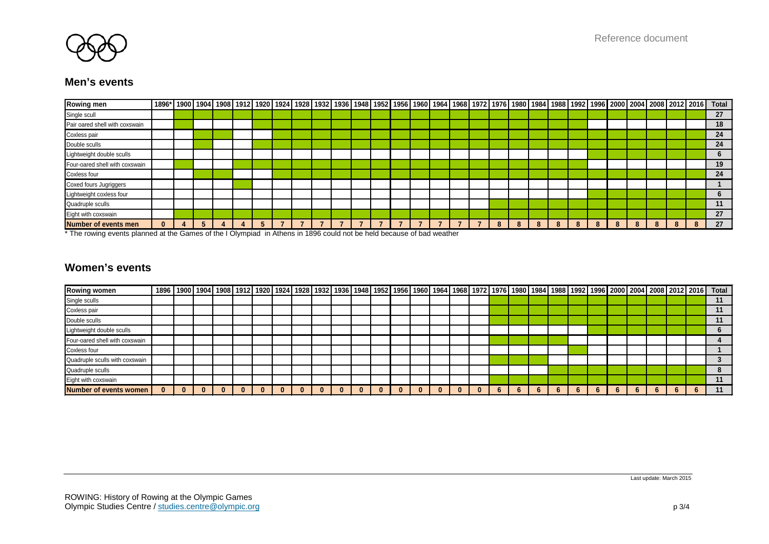## Men's events

| Rowing men | 1896* | 1900 | 1904 | 1908 | 1912 | 1920 | 1924 | 1928 | 1932 | 1936 | 1948 | 1952 | 1956 | 1960 | 1964 | 1968 | 1972 | 1976 | 1980 | 1984 | 1988 | 1992 | 1996 | 2000 | 2004 | 2008 | 2012 | 2016 | Total |
|---|---|---|---|---|---|---|---|---|---|---|---|---|---|---|---|---|---|---|---|---|---|---|---|---|---|---|---|---|---|
| Single scull | | X | X | X | X | X | X | X | X | X | X | X | X | X | X | X | X | X | X | X | X | X | X | X | X | X | X | X | 27 |
| Pair oared shell with coxswain | | X | | | | X | X | X | X | X | X | X | X | X | X | X | X | X | X | X | X | X | | | | | | | 18 |
| Coxless pair | | | X | X | | | X | X | X | X | X | X | X | X | X | X | X | X | X | X | X | X | X | X | X | X | X | X | 24 |
| Double sculls | | | X | | | X | X | X | X | X | X | X | X | X | X | X | X | X | X | X | X | X | X | X | X | X | X | X | 24 |
| Lightweight double sculls | | | | | | | | | | | | | | | | | | | | | | | X | X | X | X | X | X | 6 |
| Four-oared shell with coxswain | | X | | | X | X | X | X | X | X | X | X | X | X | X | X | X | X | X | X | X | X | | | | | | | 19 |
| Coxless four | | | X | X | | | X | X | X | X | X | X | X | X | X | X | X | X | X | X | X | X | X | X | X | X | X | X | 24 |
| Coxed fours Jugriggers | | | | | X | | | | | | | | | | | | | | | | | | | | | | | | 1 |
| Lightweight coxless four | | | | | | | | | | | | | | | | | | | | | | | X | X | X | X | X | X | 6 |
| Quadruple sculls | | | | | | | | | | | | | | | | | | X | X | X | X | X | X | X | X | X | X | X | 11 |
| Eight with coxswain | | X | X | X | X | X | X | X | X | X | X | X | X | X | X | X | X | X | X | X | X | X | X | X | X | X | X | X | 27 |
| **Number of events men** | 0 | 4 | 5 | 4 | 4 | 5 | 7 | 7 | 7 | 7 | 7 | 7 | 7 | 7 | 7 | 7 | 7 | 8 | 8 | 8 | 8 | 8 | 8 | 8 | 8 | 8 | 8 | 8 | 27 |

* The rowing events planned at the Games of the I Olympiad in Athens in 1896 could not be held because of bad weather

## Women's events

| Rowing women | 1896 | 1900 | 1904 | 1908 | 1912 | 1920 | 1924 | 1928 | 1932 | 1936 | 1948 | 1952 | 1956 | 1960 | 1964 | 1968 | 1972 | 1976 | 1980 | 1984 | 1988 | 1992 | 1996 | 2000 | 2004 | 2008 | 2012 | 2016 | Total |
|---|---|---|---|---|---|---|---|---|---|---|---|---|---|---|---|---|---|---|---|---|---|---|---|---|---|---|---|---|---|
| Single sculls | | | | | | | | | | | | | | | | | | X | X | X | X | X | X | X | X | X | X | X | 11 |
| Coxless pair | | | | | | | | | | | | | | | | | | X | X | X | X | X | X | X | X | X | X | X | 11 |
| Double sculls | | | | | | | | | | | | | | | | | | X | X | X | X | X | X | X | X | X | X | X | 11 |
| Lightweight double sculls | | | | | | | | | | | | | | | | | | | | | | | X | X | X | X | X | X | 6 |
| Four-oared shell with coxswain | | | | | | | | | | | | | | | | | | X | X | X | X | | | | | | | | 4 |
| Coxless four | | | | | | | | | | | | | | | | | | | | | | X | | | | | | | 1 |
| Quadruple sculls with coxswain | | | | | | | | | | | | | | | | | | X | X | X | | | | | | | | | 3 |
| Quadruple sculls | | | | | | | | | | | | | | | | | | | | | X | X | X | X | X | X | X | X | 8 |
| Eight with coxswain | | | | | | | | | | | | | | | | | | X | X | X | X | X | X | X | X | X | X | X | 11 |
| **Number of events women** | 0 | 0 | 0 | 0 | 0 | 0 | 0 | 0 | 0 | 0 | 0 | 0 | 0 | 0 | 0 | 0 | 0 | 6 | 6 | 6 | 6 | 6 | 6 | 6 | 6 | 6 | 6 | 6 | 11 |

Last update: March 2015

ROWING: History of Rowing at the Olympic Games
Olympic Studies Centre / studies.centre@olympic.org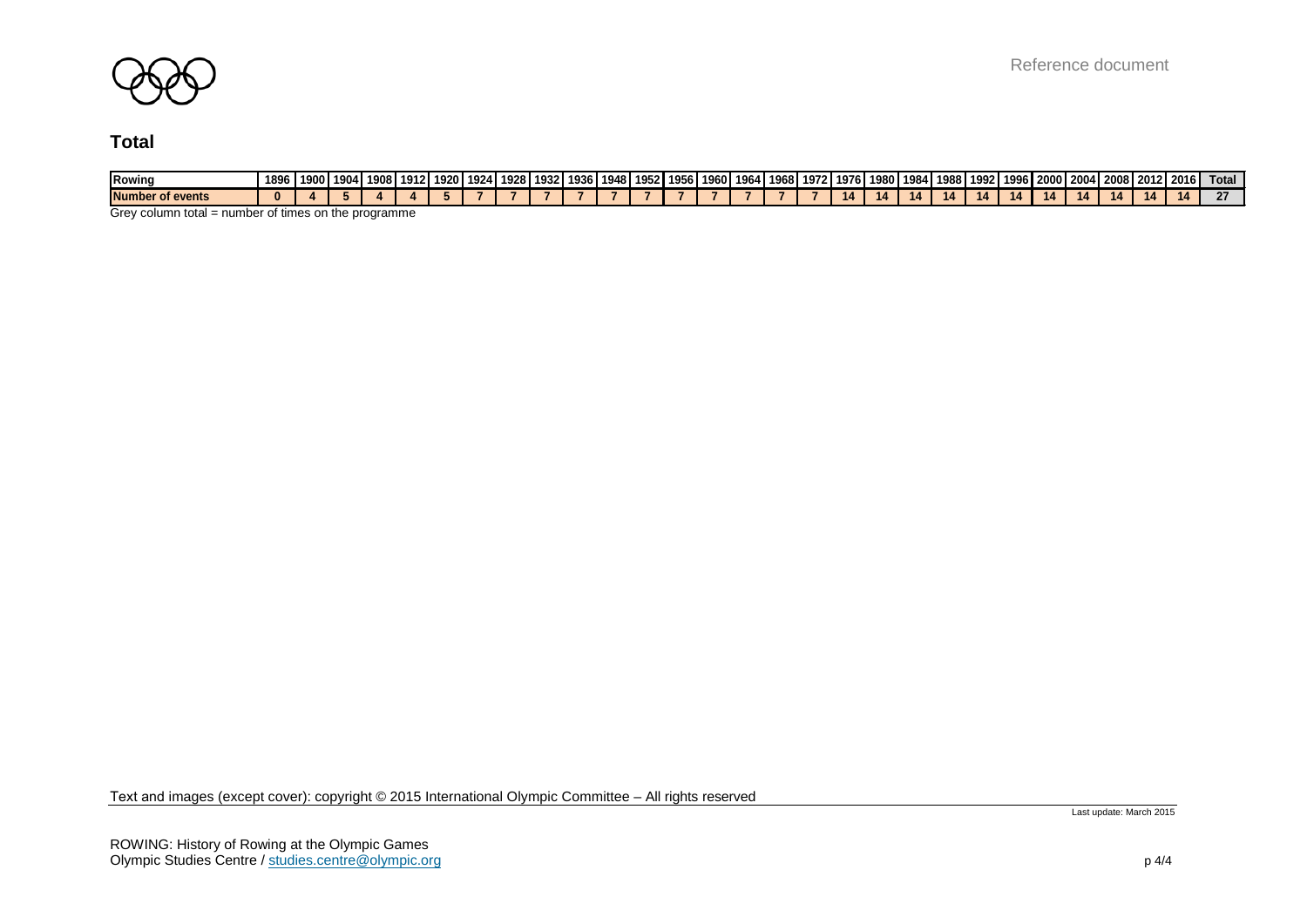## Total

| Rowing | 1896 | 1900 | 1904 | 1908 | 1912 | 1920 | 1924 | 1928 | 1932 | 1936 | 1948 | 1952 | 1956 | 1960 | 1964 | 1968 | 1972 | 1976 | 1980 | 1984 | 1988 | 1992 | 1996 | 2000 | 2004 | 2008 | 2012 | 2016 | Total |
|---|---|---|---|---|---|---|---|---|---|---|---|---|---|---|---|---|---|---|---|---|---|---|---|---|---|---|---|---|---|
| **Number of events** | **0** | **4** | **5** | **4** | **4** | **5** | **7** | **7** | **7** | **7** | **7** | **7** | **7** | **7** | **7** | **7** | **7** | **14** | **14** | **14** | **14** | **14** | **14** | **14** | **14** | **14** | **14** | **14** | **27** |

Grey column total = number of times on the programme

Text and images (except cover): copyright © 2015 International Olympic Committee – All rights reserved

Last update: March 2015

ROWING: History of Rowing at the Olympic Games
Olympic Studies Centre / studies.centre@olympic.org